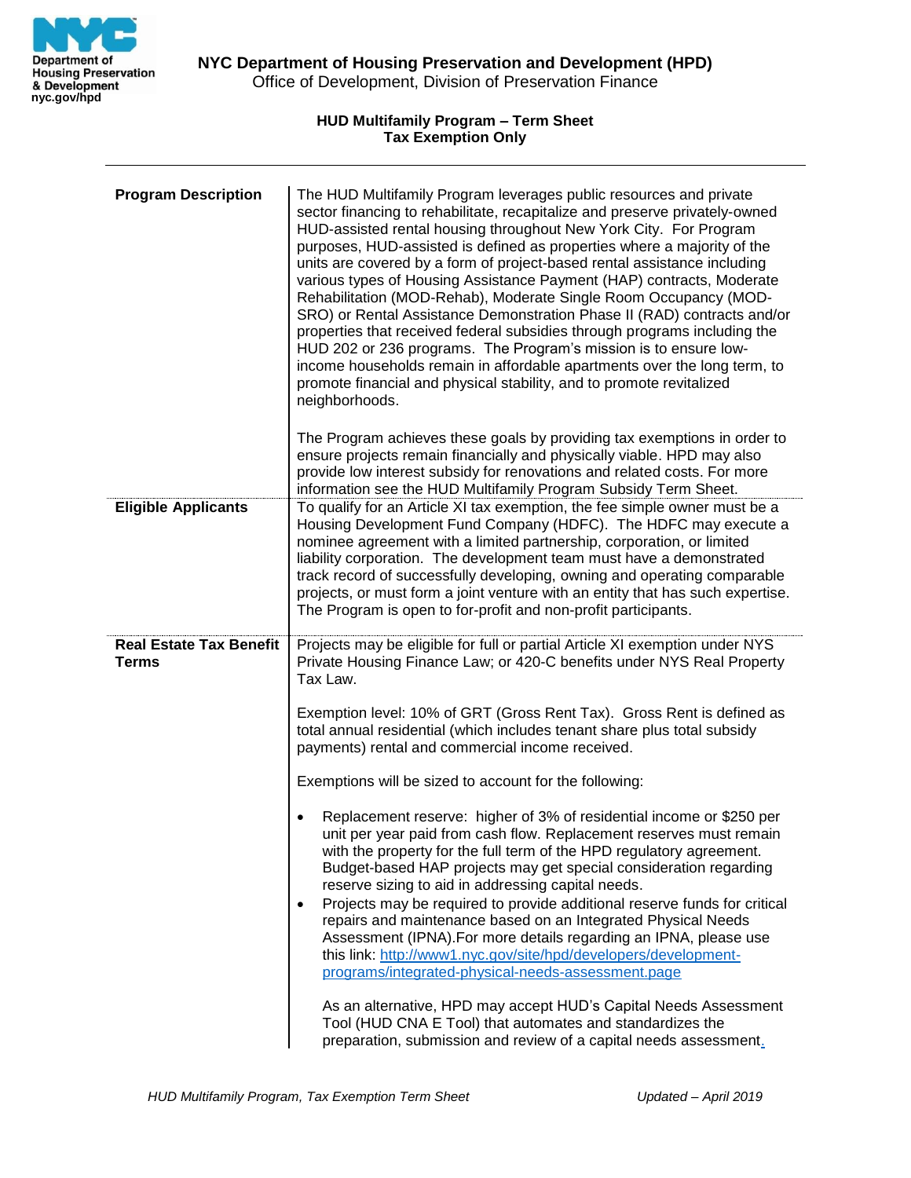**NYC Department of Housing Preservation and Development (HPD)**
Office of Development, Division of Preservation Finance

## HUD Multifamily Program – Term Sheet
### Tax Exemption Only

| | |
|---|---|
| **Program Description** | The HUD Multifamily Program leverages public resources and private sector financing to rehabilitate, recapitalize and preserve privately-owned HUD-assisted rental housing throughout New York City. For Program purposes, HUD-assisted is defined as properties where a majority of the units are covered by a form of project-based rental assistance including various types of Housing Assistance Payment (HAP) contracts, Moderate Rehabilitation (MOD-Rehab), Moderate Single Room Occupancy (MOD-SRO) or Rental Assistance Demonstration Phase II (RAD) contracts and/or properties that received federal subsidies through programs including the HUD 202 or 236 programs. The Program's mission is to ensure low-income households remain in affordable apartments over the long term, to promote financial and physical stability, and to promote revitalized neighborhoods.<br><br>The Program achieves these goals by providing tax exemptions in order to ensure projects remain financially and physically viable. HPD may also provide low interest subsidy for renovations and related costs. For more information see the HUD Multifamily Program Subsidy Term Sheet. |
| **Eligible Applicants** | To qualify for an Article XI tax exemption, the fee simple owner must be a Housing Development Fund Company (HDFC). The HDFC may execute a nominee agreement with a limited partnership, corporation, or limited liability corporation. The development team must have a demonstrated track record of successfully developing, owning and operating comparable projects, or must form a joint venture with an entity that has such expertise. The Program is open to for-profit and non-profit participants. |
| **Real Estate Tax Benefit Terms** | Projects may be eligible for full or partial Article XI exemption under NYS Private Housing Finance Law; or 420-C benefits under NYS Real Property Tax Law.<br><br>Exemption level: 10% of GRT (Gross Rent Tax). Gross Rent is defined as total annual residential (which includes tenant share plus total subsidy payments) rental and commercial income received.<br><br>Exemptions will be sized to account for the following:<br><br>• Replacement reserve: higher of 3% of residential income or $250 per unit per year paid from cash flow. Replacement reserves must remain with the property for the full term of the HPD regulatory agreement. Budget-based HAP projects may get special consideration regarding reserve sizing to aid in addressing capital needs.<br>• Projects may be required to provide additional reserve funds for critical repairs and maintenance based on an Integrated Physical Needs Assessment (IPNA).For more details regarding an IPNA, please use this link: http://www1.nyc.gov/site/hpd/developers/development-programs/integrated-physical-needs-assessment.page<br><br>As an alternative, HPD may accept HUD's Capital Needs Assessment Tool (HUD CNA E Tool) that automates and standardizes the preparation, submission and review of a capital needs assessment. |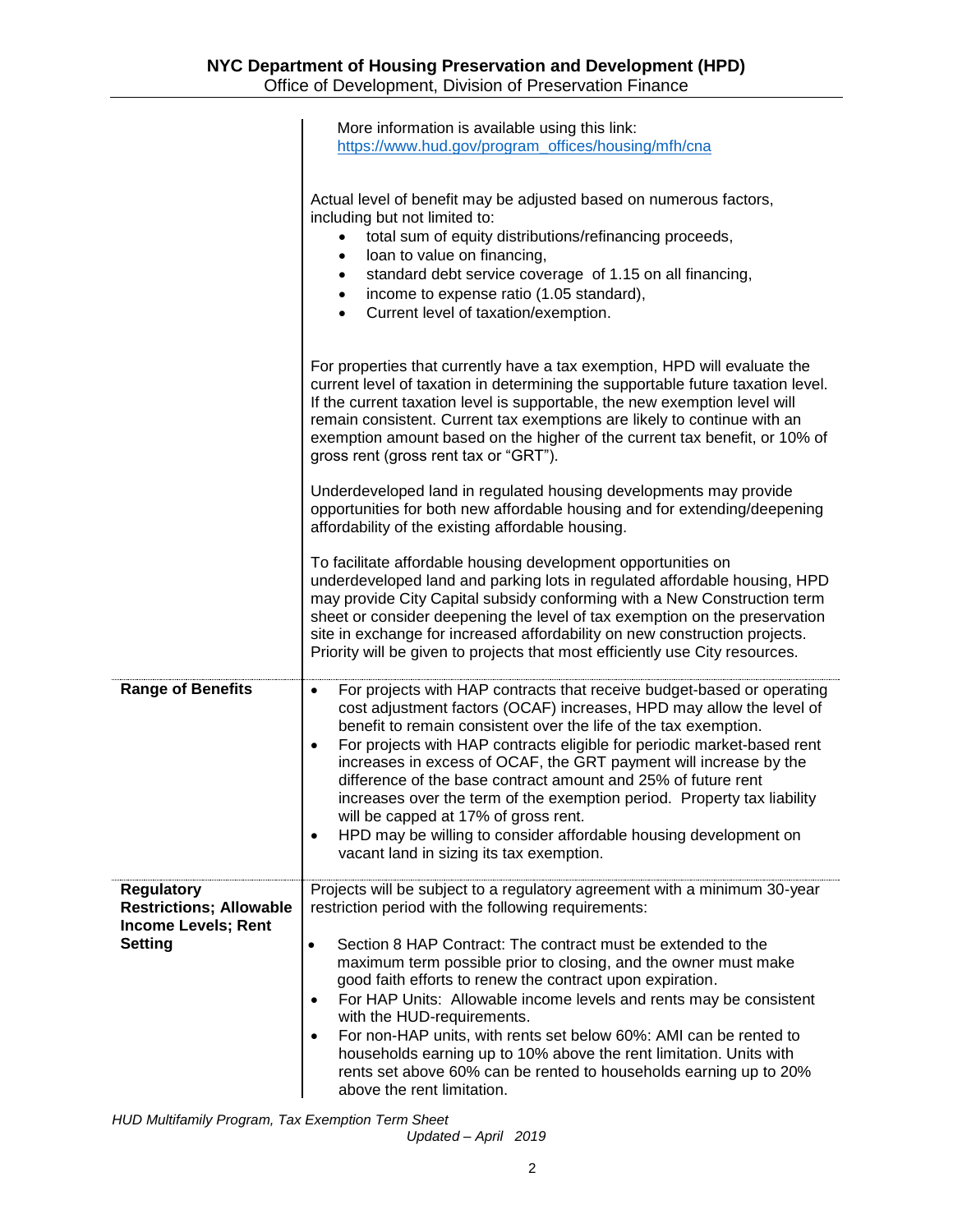More information is available using this link: https://www.hud.gov/program_offices/housing/mfh/cna

Actual level of benefit may be adjusted based on numerous factors, including but not limited to:

- total sum of equity distributions/refinancing proceeds,
- loan to value on financing,
- standard debt service coverage of 1.15 on all financing,
- income to expense ratio (1.05 standard),
- Current level of taxation/exemption.

For properties that currently have a tax exemption, HPD will evaluate the current level of taxation in determining the supportable future taxation level. If the current taxation level is supportable, the new exemption level will remain consistent. Current tax exemptions are likely to continue with an exemption amount based on the higher of the current tax benefit, or 10% of gross rent (gross rent tax or "GRT").

Underdeveloped land in regulated housing developments may provide opportunities for both new affordable housing and for extending/deepening affordability of the existing affordable housing.

To facilitate affordable housing development opportunities on underdeveloped land and parking lots in regulated affordable housing, HPD may provide City Capital subsidy conforming with a New Construction term sheet or consider deepening the level of tax exemption on the preservation site in exchange for increased affordability on new construction projects. Priority will be given to projects that most efficiently use City resources.

**Range of Benefits**

- For projects with HAP contracts that receive budget-based or operating cost adjustment factors (OCAF) increases, HPD may allow the level of benefit to remain consistent over the life of the tax exemption.
- For projects with HAP contracts eligible for periodic market-based rent increases in excess of OCAF, the GRT payment will increase by the difference of the base contract amount and 25% of future rent increases over the term of the exemption period. Property tax liability will be capped at 17% of gross rent.
- HPD may be willing to consider affordable housing development on vacant land in sizing its tax exemption.

**Regulatory Restrictions; Allowable Income Levels; Rent Setting**

Projects will be subject to a regulatory agreement with a minimum 30-year restriction period with the following requirements:

- Section 8 HAP Contract: The contract must be extended to the maximum term possible prior to closing, and the owner must make good faith efforts to renew the contract upon expiration.
- For HAP Units: Allowable income levels and rents may be consistent with the HUD-requirements.
- For non-HAP units, with rents set below 60%: AMI can be rented to households earning up to 10% above the rent limitation. Units with rents set above 60% can be rented to households earning up to 20% above the rent limitation.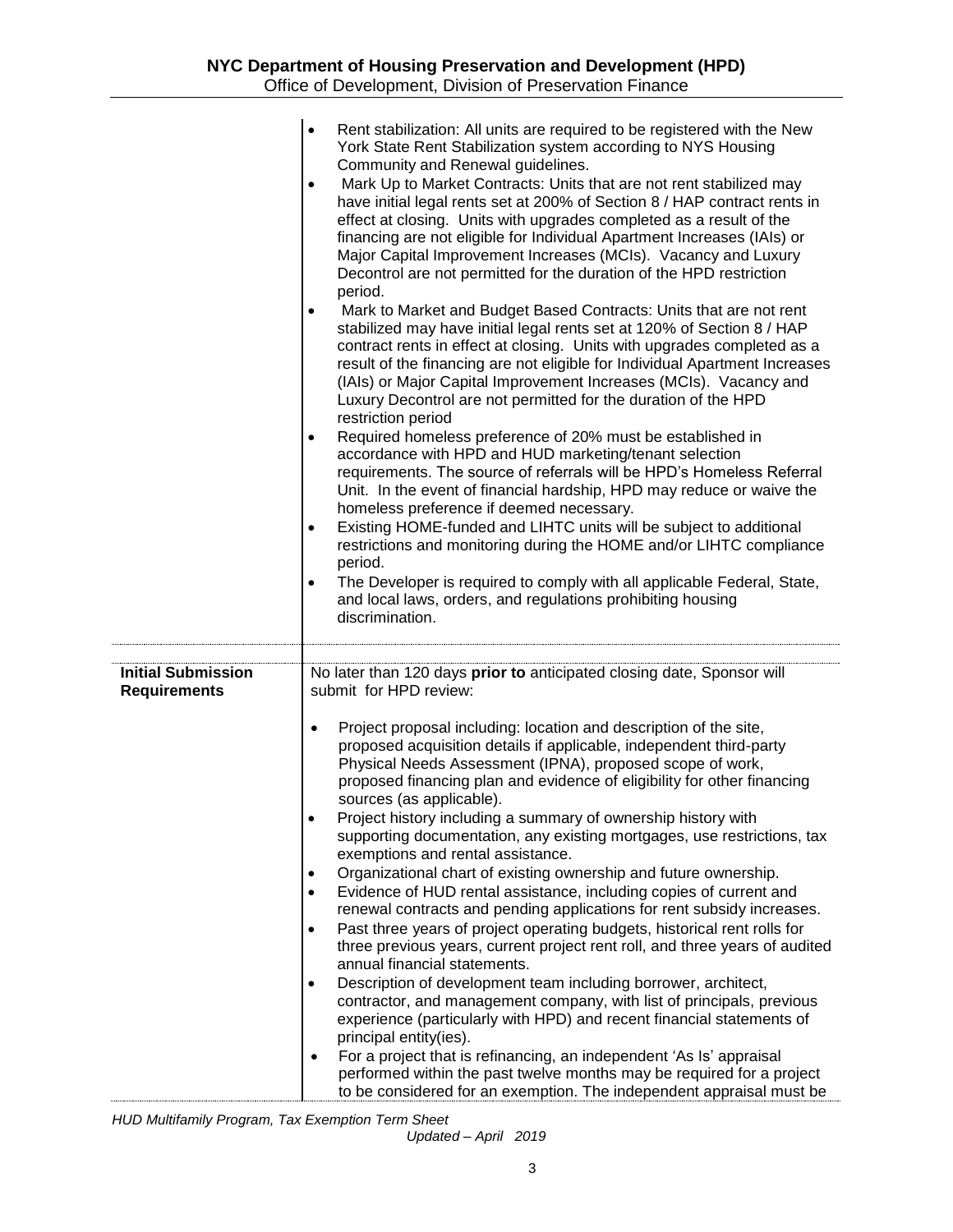| | |
|---|---|
| | • Rent stabilization: All units are required to be registered with the New York State Rent Stabilization system according to NYS Housing Community and Renewal guidelines.<br>• Mark Up to Market Contracts: Units that are not rent stabilized may have initial legal rents set at 200% of Section 8 / HAP contract rents in effect at closing. Units with upgrades completed as a result of the financing are not eligible for Individual Apartment Increases (IAIs) or Major Capital Improvement Increases (MCIs). Vacancy and Luxury Decontrol are not permitted for the duration of the HPD restriction period.<br>• Mark to Market and Budget Based Contracts: Units that are not rent stabilized may have initial legal rents set at 120% of Section 8 / HAP contract rents in effect at closing. Units with upgrades completed as a result of the financing are not eligible for Individual Apartment Increases (IAIs) or Major Capital Improvement Increases (MCIs). Vacancy and Luxury Decontrol are not permitted for the duration of the HPD restriction period<br>• Required homeless preference of 20% must be established in accordance with HPD and HUD marketing/tenant selection requirements. The source of referrals will be HPD's Homeless Referral Unit. In the event of financial hardship, HPD may reduce or waive the homeless preference if deemed necessary.<br>• Existing HOME-funded and LIHTC units will be subject to additional restrictions and monitoring during the HOME and/or LIHTC compliance period.<br>• The Developer is required to comply with all applicable Federal, State, and local laws, orders, and regulations prohibiting housing discrimination. |
| **Initial Submission Requirements** | No later than 120 days **prior to** anticipated closing date, Sponsor will submit for HPD review:<br><br>• Project proposal including: location and description of the site, proposed acquisition details if applicable, independent third-party Physical Needs Assessment (IPNA), proposed scope of work, proposed financing plan and evidence of eligibility for other financing sources (as applicable).<br>• Project history including a summary of ownership history with supporting documentation, any existing mortgages, use restrictions, tax exemptions and rental assistance.<br>• Organizational chart of existing ownership and future ownership.<br>• Evidence of HUD rental assistance, including copies of current and renewal contracts and pending applications for rent subsidy increases.<br>• Past three years of project operating budgets, historical rent rolls for three previous years, current project rent roll, and three years of audited annual financial statements.<br>• Description of development team including borrower, architect, contractor, and management company, with list of principals, previous experience (particularly with HPD) and recent financial statements of principal entity(ies).<br>• For a project that is refinancing, an independent 'As Is' appraisal performed within the past twelve months may be required for a project to be considered for an exemption. The independent appraisal must be |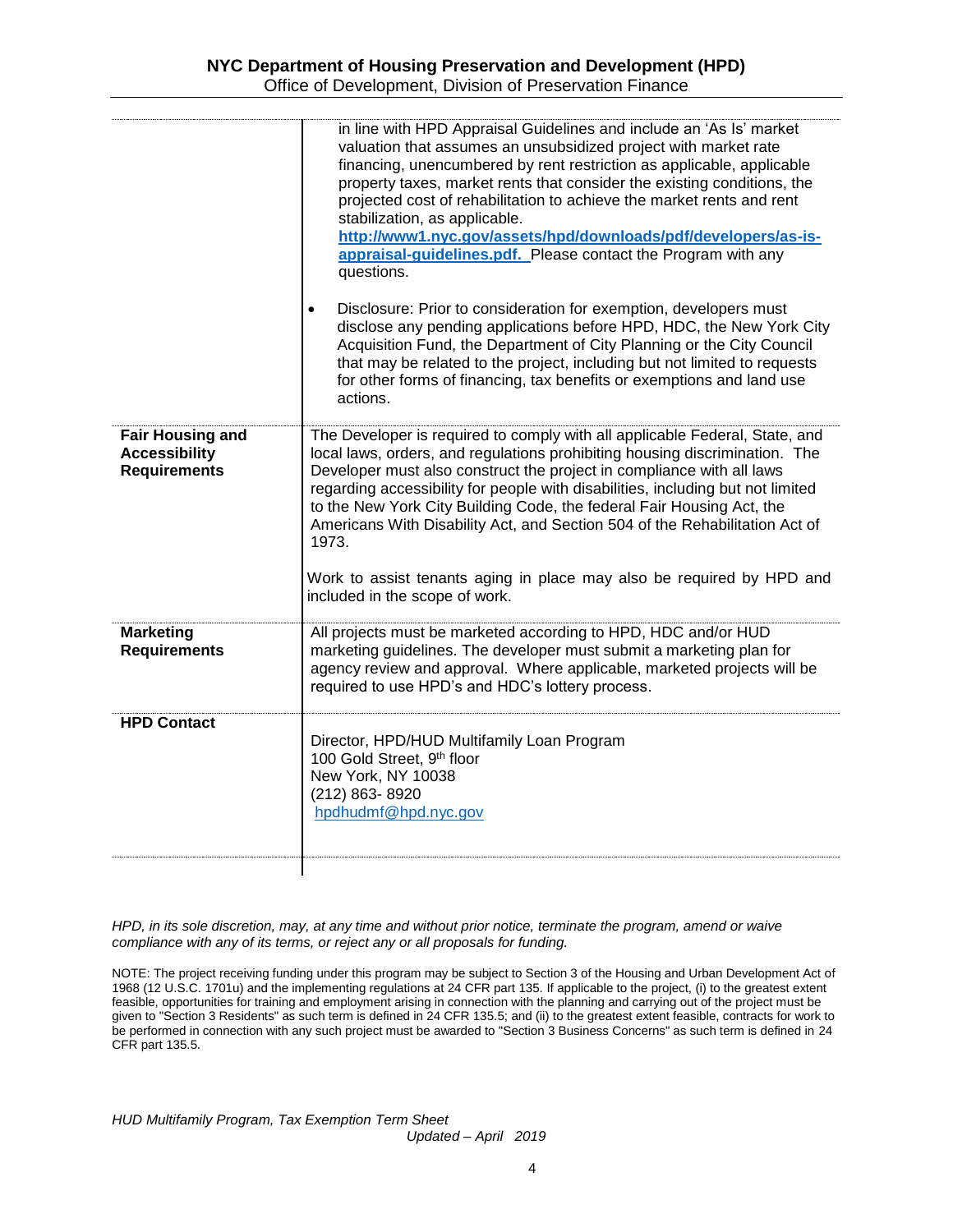| | |
|---|---|
| | in line with HPD Appraisal Guidelines and include an 'As Is' market valuation that assumes an unsubsidized project with market rate financing, unencumbered by rent restriction as applicable, applicable property taxes, market rents that consider the existing conditions, the projected cost of rehabilitation to achieve the market rents and rent stabilization, as applicable. **http://www1.nyc.gov/assets/hpd/downloads/pdf/developers/as-is-appraisal-guidelines.pdf.** Please contact the Program with any questions.<br><br>• Disclosure: Prior to consideration for exemption, developers must disclose any pending applications before HPD, HDC, the New York City Acquisition Fund, the Department of City Planning or the City Council that may be related to the project, including but not limited to requests for other forms of financing, tax benefits or exemptions and land use actions. |
| **Fair Housing and Accessibility Requirements** | The Developer is required to comply with all applicable Federal, State, and local laws, orders, and regulations prohibiting housing discrimination. The Developer must also construct the project in compliance with all laws regarding accessibility for people with disabilities, including but not limited to the New York City Building Code, the federal Fair Housing Act, the Americans With Disability Act, and Section 504 of the Rehabilitation Act of 1973.<br><br>Work to assist tenants aging in place may also be required by HPD and included in the scope of work. |
| **Marketing Requirements** | All projects must be marketed according to HPD, HDC and/or HUD marketing guidelines. The developer must submit a marketing plan for agency review and approval. Where applicable, marketed projects will be required to use HPD's and HDC's lottery process. |
| **HPD Contact** | Director, HPD/HUD Multifamily Loan Program<br>100 Gold Street, 9th floor<br>New York, NY 10038<br>(212) 863- 8920<br>hpdhudmf@hpd.nyc.gov |

*HPD, in its sole discretion, may, at any time and without prior notice, terminate the program, amend or waive compliance with any of its terms, or reject any or all proposals for funding.*

NOTE: The project receiving funding under this program may be subject to Section 3 of the Housing and Urban Development Act of 1968 (12 U.S.C. 1701u) and the implementing regulations at 24 CFR part 135. If applicable to the project, (i) to the greatest extent feasible, opportunities for training and employment arising in connection with the planning and carrying out of the project must be given to "Section 3 Residents" as such term is defined in 24 CFR 135.5; and (ii) to the greatest extent feasible, contracts for work to be performed in connection with any such project must be awarded to "Section 3 Business Concerns" as such term is defined in 24 CFR part 135.5.